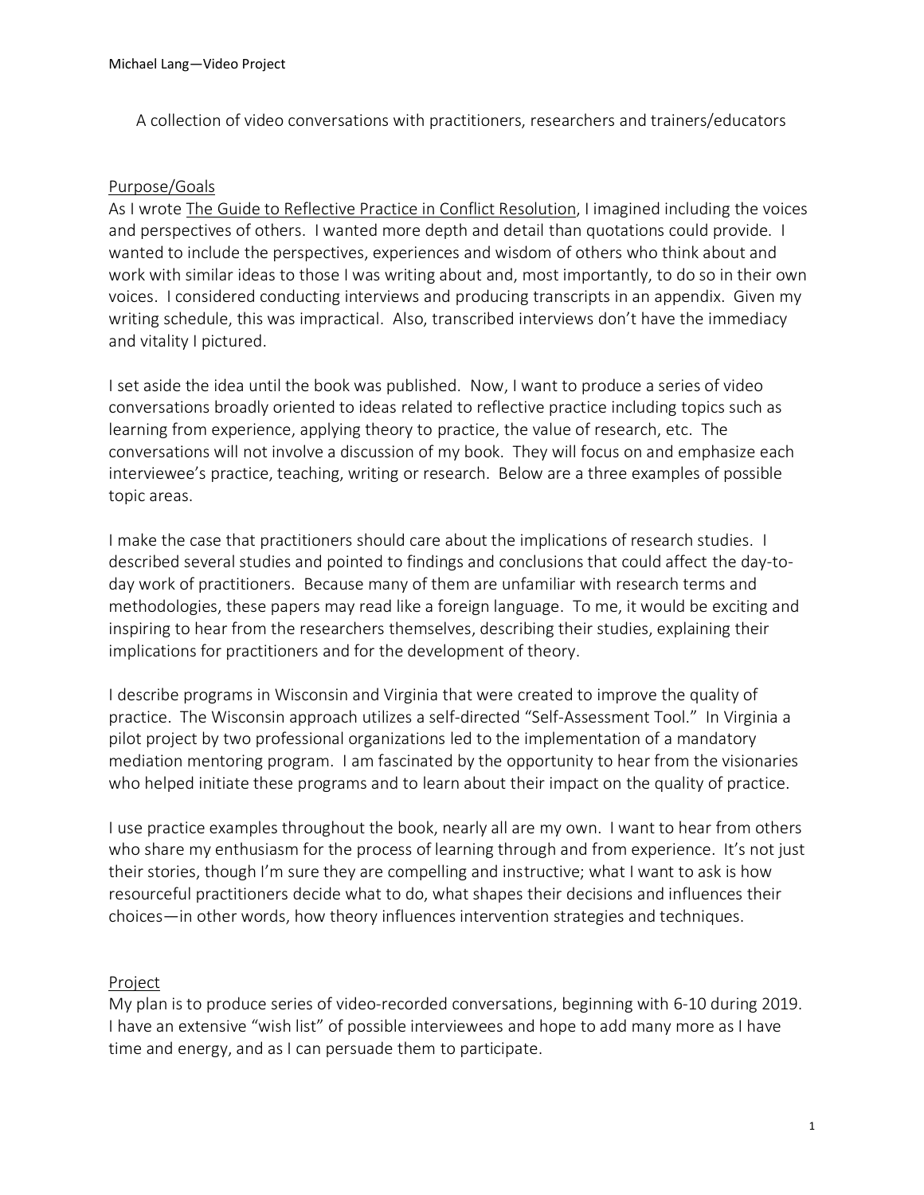A collection of video conversations with practitioners, researchers and trainers/educators

## Purpose/Goals

As I wrote The Guide to Reflective Practice in Conflict Resolution, I imagined including the voices and perspectives of others. I wanted more depth and detail than quotations could provide. I wanted to include the perspectives, experiences and wisdom of others who think about and work with similar ideas to those I was writing about and, most importantly, to do so in their own voices. I considered conducting interviews and producing transcripts in an appendix. Given my writing schedule, this was impractical. Also, transcribed interviews don't have the immediacy and vitality I pictured.

I set aside the idea until the book was published. Now, I want to produce a series of video conversations broadly oriented to ideas related to reflective practice including topics such as learning from experience, applying theory to practice, the value of research, etc. The conversations will not involve a discussion of my book. They will focus on and emphasize each interviewee's practice, teaching, writing or research. Below are a three examples of possible topic areas.

I make the case that practitioners should care about the implications of research studies. I described several studies and pointed to findings and conclusions that could affect the day-to-day work of practitioners. Because many of them are unfamiliar with research terms and methodologies, these papers may read like a foreign language. To me, it would be exciting and inspiring to hear from the researchers themselves, describing their studies, explaining their implications for practitioners and for the development of theory.

I describe programs in Wisconsin and Virginia that were created to improve the quality of practice. The Wisconsin approach utilizes a self-directed "Self-Assessment Tool." In Virginia a pilot project by two professional organizations led to the implementation of a mandatory mediation mentoring program. I am fascinated by the opportunity to hear from the visionaries who helped initiate these programs and to learn about their impact on the quality of practice.

I use practice examples throughout the book, nearly all are my own. I want to hear from others who share my enthusiasm for the process of learning through and from experience. It's not just their stories, though I'm sure they are compelling and instructive; what I want to ask is how resourceful practitioners decide what to do, what shapes their decisions and influences their choices—in other words, how theory influences intervention strategies and techniques.

## Project

My plan is to produce series of video-recorded conversations, beginning with 6-10 during 2019. I have an extensive "wish list" of possible interviewees and hope to add many more as I have time and energy, and as I can persuade them to participate.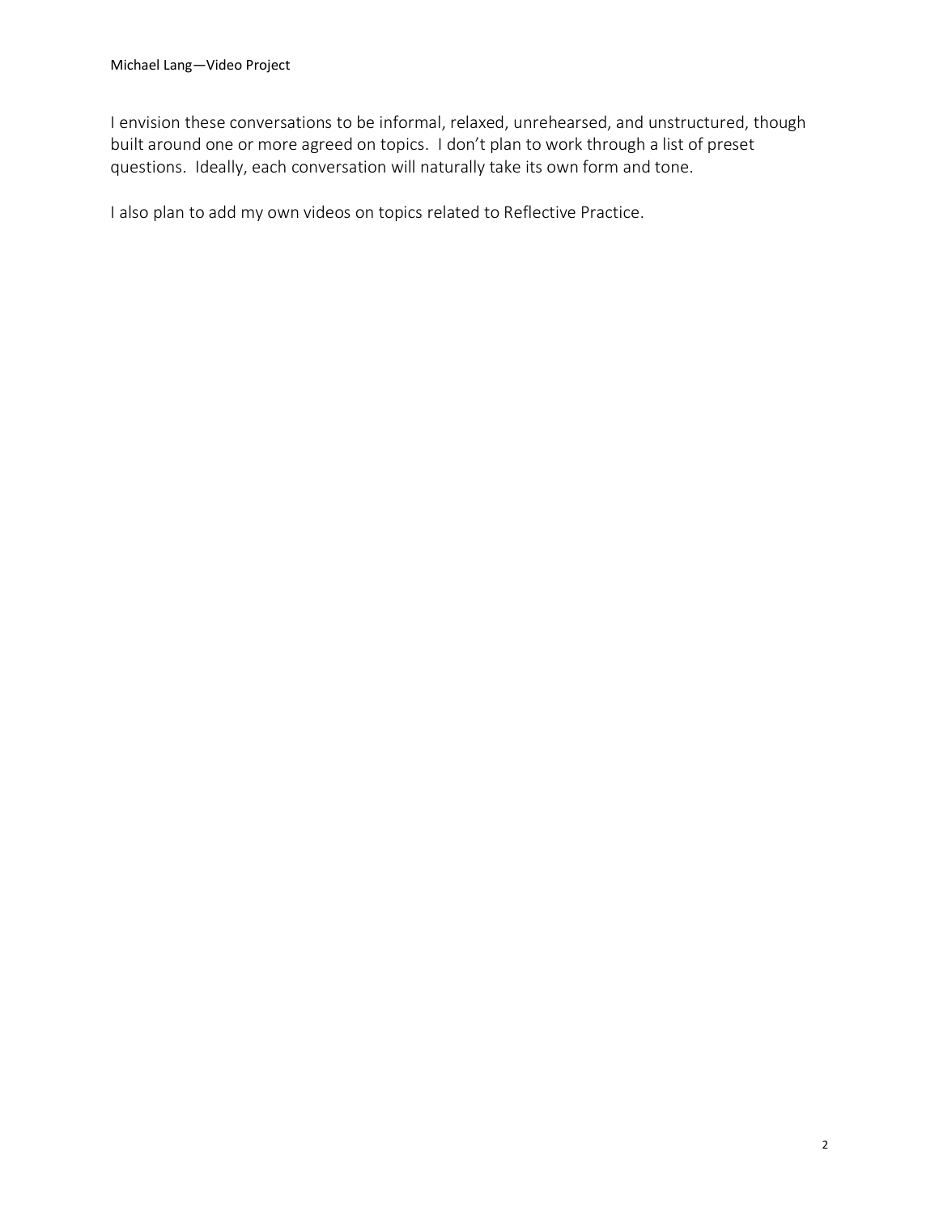I envision these conversations to be informal, relaxed, unrehearsed, and unstructured, though built around one or more agreed on topics. I don't plan to work through a list of preset questions. Ideally, each conversation will naturally take its own form and tone.

I also plan to add my own videos on topics related to Reflective Practice.